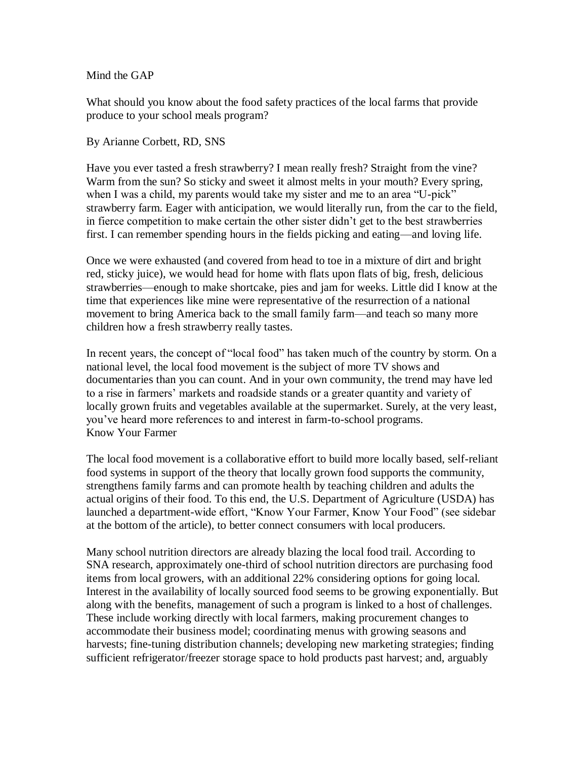# Mind the GAP

What should you know about the food safety practices of the local farms that provide produce to your school meals program?

By Arianne Corbett, RD, SNS

Have you ever tasted a fresh strawberry? I mean really fresh? Straight from the vine? Warm from the sun? So sticky and sweet it almost melts in your mouth? Every spring, when I was a child, my parents would take my sister and me to an area "U-pick" strawberry farm. Eager with anticipation, we would literally run, from the car to the field, in fierce competition to make certain the other sister didn't get to the best strawberries first. I can remember spending hours in the fields picking and eating—and loving life.

Once we were exhausted (and covered from head to toe in a mixture of dirt and bright red, sticky juice), we would head for home with flats upon flats of big, fresh, delicious strawberries—enough to make shortcake, pies and jam for weeks. Little did I know at the time that experiences like mine were representative of the resurrection of a national movement to bring America back to the small family farm—and teach so many more children how a fresh strawberry really tastes.

In recent years, the concept of "local food" has taken much of the country by storm. On a national level, the local food movement is the subject of more TV shows and documentaries than you can count. And in your own community, the trend may have led to a rise in farmers' markets and roadside stands or a greater quantity and variety of locally grown fruits and vegetables available at the supermarket. Surely, at the very least, you've heard more references to and interest in farm-to-school programs.

## Know Your Farmer

The local food movement is a collaborative effort to build more locally based, self-reliant food systems in support of the theory that locally grown food supports the community, strengthens family farms and can promote health by teaching children and adults the actual origins of their food. To this end, the U.S. Department of Agriculture (USDA) has launched a department-wide effort, "Know Your Farmer, Know Your Food" (see sidebar at the bottom of the article), to better connect consumers with local producers.

Many school nutrition directors are already blazing the local food trail. According to SNA research, approximately one-third of school nutrition directors are purchasing food items from local growers, with an additional 22% considering options for going local. Interest in the availability of locally sourced food seems to be growing exponentially. But along with the benefits, management of such a program is linked to a host of challenges. These include working directly with local farmers, making procurement changes to accommodate their business model; coordinating menus with growing seasons and harvests; fine-tuning distribution channels; developing new marketing strategies; finding sufficient refrigerator/freezer storage space to hold products past harvest; and, arguably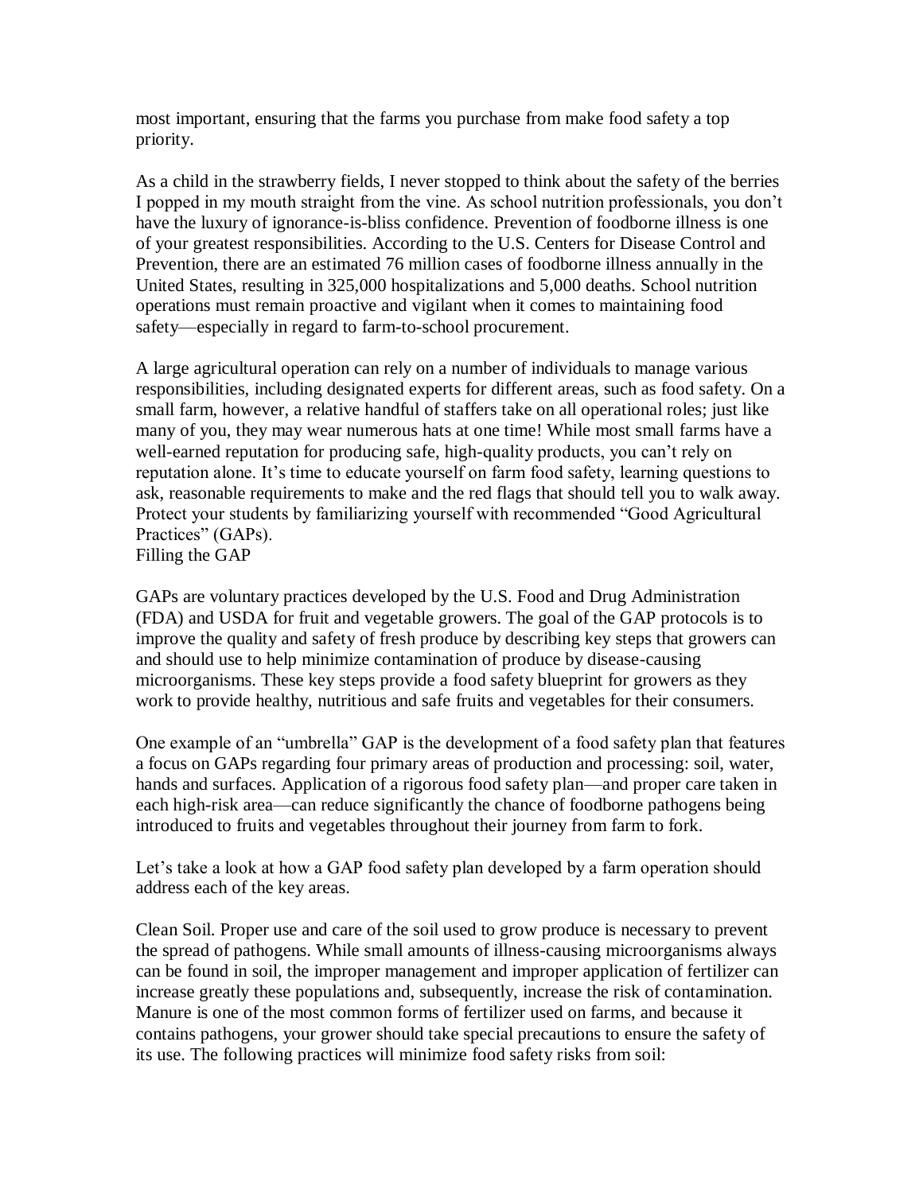most important, ensuring that the farms you purchase from make food safety a top priority.

As a child in the strawberry fields, I never stopped to think about the safety of the berries I popped in my mouth straight from the vine. As school nutrition professionals, you don't have the luxury of ignorance-is-bliss confidence. Prevention of foodborne illness is one of your greatest responsibilities. According to the U.S. Centers for Disease Control and Prevention, there are an estimated 76 million cases of foodborne illness annually in the United States, resulting in 325,000 hospitalizations and 5,000 deaths. School nutrition operations must remain proactive and vigilant when it comes to maintaining food safety—especially in regard to farm-to-school procurement.

A large agricultural operation can rely on a number of individuals to manage various responsibilities, including designated experts for different areas, such as food safety. On a small farm, however, a relative handful of staffers take on all operational roles; just like many of you, they may wear numerous hats at one time! While most small farms have a well-earned reputation for producing safe, high-quality products, you can't rely on reputation alone. It's time to educate yourself on farm food safety, learning questions to ask, reasonable requirements to make and the red flags that should tell you to walk away. Protect your students by familiarizing yourself with recommended "Good Agricultural Practices" (GAPs).

## Filling the GAP

GAPs are voluntary practices developed by the U.S. Food and Drug Administration (FDA) and USDA for fruit and vegetable growers. The goal of the GAP protocols is to improve the quality and safety of fresh produce by describing key steps that growers can and should use to help minimize contamination of produce by disease-causing microorganisms. These key steps provide a food safety blueprint for growers as they work to provide healthy, nutritious and safe fruits and vegetables for their consumers.

One example of an "umbrella" GAP is the development of a food safety plan that features a focus on GAPs regarding four primary areas of production and processing: soil, water, hands and surfaces. Application of a rigorous food safety plan—and proper care taken in each high-risk area—can reduce significantly the chance of foodborne pathogens being introduced to fruits and vegetables throughout their journey from farm to fork.

Let's take a look at how a GAP food safety plan developed by a farm operation should address each of the key areas.

Clean Soil. Proper use and care of the soil used to grow produce is necessary to prevent the spread of pathogens. While small amounts of illness-causing microorganisms always can be found in soil, the improper management and improper application of fertilizer can increase greatly these populations and, subsequently, increase the risk of contamination. Manure is one of the most common forms of fertilizer used on farms, and because it contains pathogens, your grower should take special precautions to ensure the safety of its use. The following practices will minimize food safety risks from soil: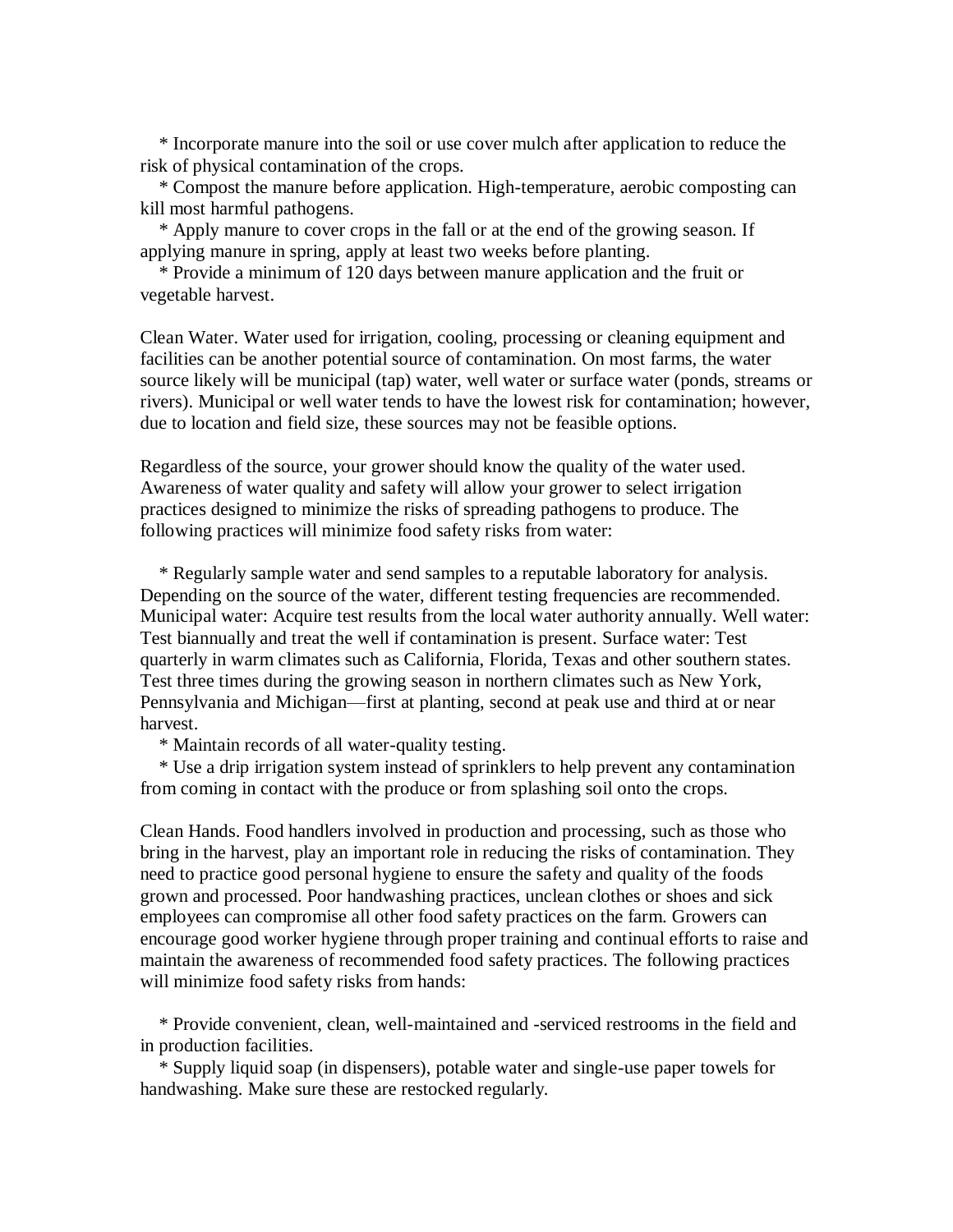* Incorporate manure into the soil or use cover mulch after application to reduce the risk of physical contamination of the crops.
* Compost the manure before application. High-temperature, aerobic composting can kill most harmful pathogens.
* Apply manure to cover crops in the fall or at the end of the growing season. If applying manure in spring, apply at least two weeks before planting.
* Provide a minimum of 120 days between manure application and the fruit or vegetable harvest.

Clean Water. Water used for irrigation, cooling, processing or cleaning equipment and facilities can be another potential source of contamination. On most farms, the water source likely will be municipal (tap) water, well water or surface water (ponds, streams or rivers). Municipal or well water tends to have the lowest risk for contamination; however, due to location and field size, these sources may not be feasible options.

Regardless of the source, your grower should know the quality of the water used. Awareness of water quality and safety will allow your grower to select irrigation practices designed to minimize the risks of spreading pathogens to produce. The following practices will minimize food safety risks from water:

* Regularly sample water and send samples to a reputable laboratory for analysis. Depending on the source of the water, different testing frequencies are recommended. Municipal water: Acquire test results from the local water authority annually. Well water: Test biannually and treat the well if contamination is present. Surface water: Test quarterly in warm climates such as California, Florida, Texas and other southern states. Test three times during the growing season in northern climates such as New York, Pennsylvania and Michigan—first at planting, second at peak use and third at or near harvest.
* Maintain records of all water-quality testing.
* Use a drip irrigation system instead of sprinklers to help prevent any contamination from coming in contact with the produce or from splashing soil onto the crops.

Clean Hands. Food handlers involved in production and processing, such as those who bring in the harvest, play an important role in reducing the risks of contamination. They need to practice good personal hygiene to ensure the safety and quality of the foods grown and processed. Poor handwashing practices, unclean clothes or shoes and sick employees can compromise all other food safety practices on the farm. Growers can encourage good worker hygiene through proper training and continual efforts to raise and maintain the awareness of recommended food safety practices. The following practices will minimize food safety risks from hands:

* Provide convenient, clean, well-maintained and -serviced restrooms in the field and in production facilities.
* Supply liquid soap (in dispensers), potable water and single-use paper towels for handwashing. Make sure these are restocked regularly.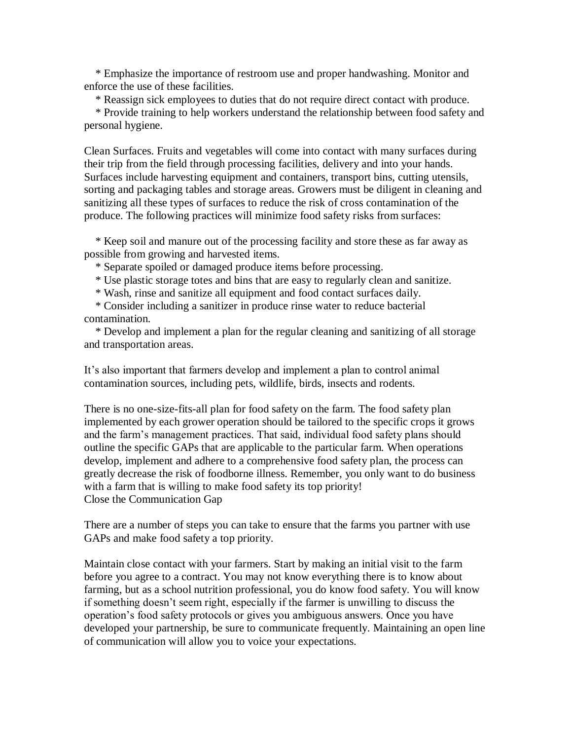* Emphasize the importance of restroom use and proper handwashing. Monitor and enforce the use of these facilities.
* Reassign sick employees to duties that do not require direct contact with produce.
* Provide training to help workers understand the relationship between food safety and personal hygiene.

Clean Surfaces. Fruits and vegetables will come into contact with many surfaces during their trip from the field through processing facilities, delivery and into your hands. Surfaces include harvesting equipment and containers, transport bins, cutting utensils, sorting and packaging tables and storage areas. Growers must be diligent in cleaning and sanitizing all these types of surfaces to reduce the risk of cross contamination of the produce. The following practices will minimize food safety risks from surfaces:

* Keep soil and manure out of the processing facility and store these as far away as possible from growing and harvested items.
* Separate spoiled or damaged produce items before processing.
* Use plastic storage totes and bins that are easy to regularly clean and sanitize.
* Wash, rinse and sanitize all equipment and food contact surfaces daily.
* Consider including a sanitizer in produce rinse water to reduce bacterial contamination.
* Develop and implement a plan for the regular cleaning and sanitizing of all storage and transportation areas.

It's also important that farmers develop and implement a plan to control animal contamination sources, including pets, wildlife, birds, insects and rodents.

There is no one-size-fits-all plan for food safety on the farm. The food safety plan implemented by each grower operation should be tailored to the specific crops it grows and the farm's management practices. That said, individual food safety plans should outline the specific GAPs that are applicable to the particular farm. When operations develop, implement and adhere to a comprehensive food safety plan, the process can greatly decrease the risk of foodborne illness. Remember, you only want to do business with a farm that is willing to make food safety its top priority!

## Close the Communication Gap

There are a number of steps you can take to ensure that the farms you partner with use GAPs and make food safety a top priority.

Maintain close contact with your farmers. Start by making an initial visit to the farm before you agree to a contract. You may not know everything there is to know about farming, but as a school nutrition professional, you do know food safety. You will know if something doesn't seem right, especially if the farmer is unwilling to discuss the operation's food safety protocols or gives you ambiguous answers. Once you have developed your partnership, be sure to communicate frequently. Maintaining an open line of communication will allow you to voice your expectations.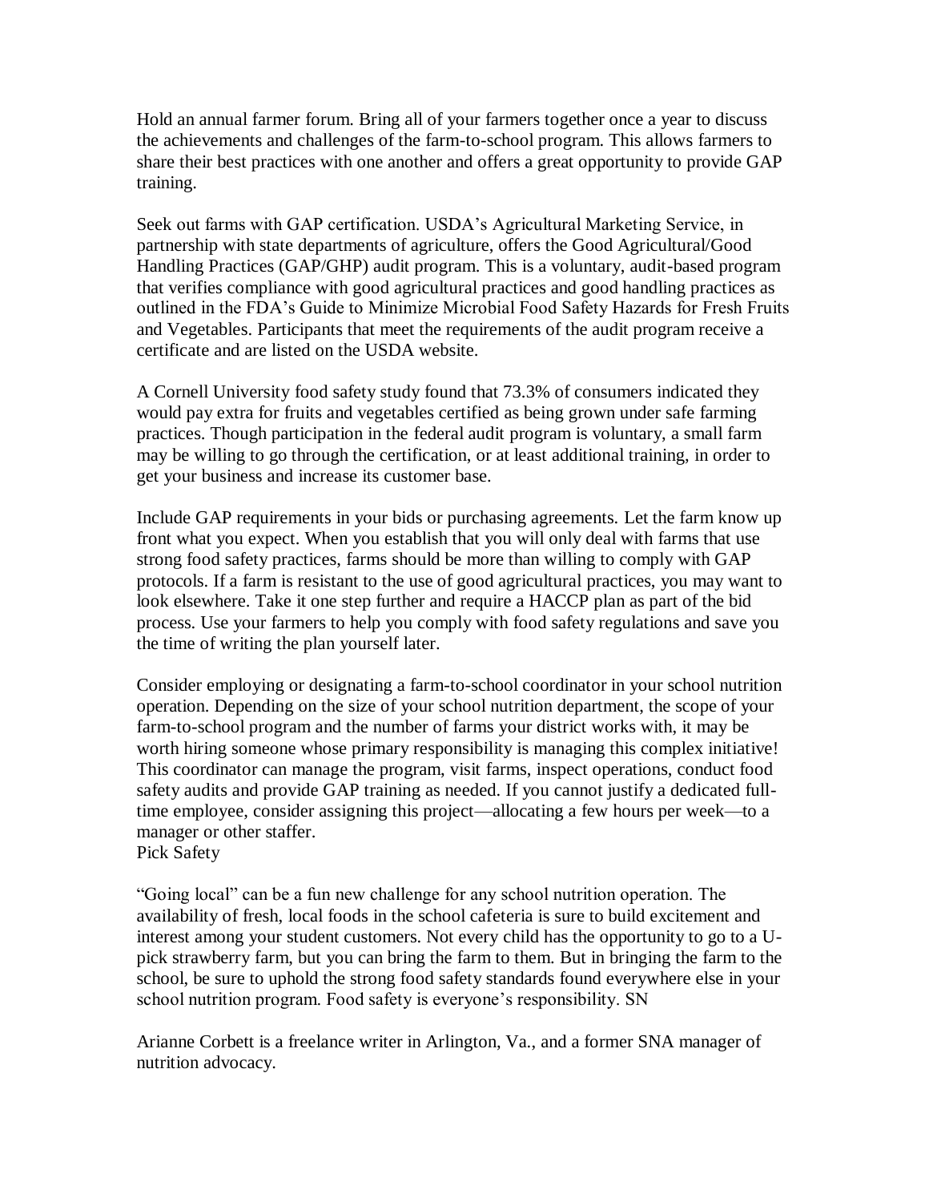Hold an annual farmer forum. Bring all of your farmers together once a year to discuss the achievements and challenges of the farm-to-school program. This allows farmers to share their best practices with one another and offers a great opportunity to provide GAP training.

Seek out farms with GAP certification. USDA's Agricultural Marketing Service, in partnership with state departments of agriculture, offers the Good Agricultural/Good Handling Practices (GAP/GHP) audit program. This is a voluntary, audit-based program that verifies compliance with good agricultural practices and good handling practices as outlined in the FDA's Guide to Minimize Microbial Food Safety Hazards for Fresh Fruits and Vegetables. Participants that meet the requirements of the audit program receive a certificate and are listed on the USDA website.

A Cornell University food safety study found that 73.3% of consumers indicated they would pay extra for fruits and vegetables certified as being grown under safe farming practices. Though participation in the federal audit program is voluntary, a small farm may be willing to go through the certification, or at least additional training, in order to get your business and increase its customer base.

Include GAP requirements in your bids or purchasing agreements. Let the farm know up front what you expect. When you establish that you will only deal with farms that use strong food safety practices, farms should be more than willing to comply with GAP protocols. If a farm is resistant to the use of good agricultural practices, you may want to look elsewhere. Take it one step further and require a HACCP plan as part of the bid process. Use your farmers to help you comply with food safety regulations and save you the time of writing the plan yourself later.

Consider employing or designating a farm-to-school coordinator in your school nutrition operation. Depending on the size of your school nutrition department, the scope of your farm-to-school program and the number of farms your district works with, it may be worth hiring someone whose primary responsibility is managing this complex initiative! This coordinator can manage the program, visit farms, inspect operations, conduct food safety audits and provide GAP training as needed. If you cannot justify a dedicated full-time employee, consider assigning this project—allocating a few hours per week—to a manager or other staffer.

## Pick Safety

"Going local" can be a fun new challenge for any school nutrition operation. The availability of fresh, local foods in the school cafeteria is sure to build excitement and interest among your student customers. Not every child has the opportunity to go to a U-pick strawberry farm, but you can bring the farm to them. But in bringing the farm to the school, be sure to uphold the strong food safety standards found everywhere else in your school nutrition program. Food safety is everyone's responsibility. SN

Arianne Corbett is a freelance writer in Arlington, Va., and a former SNA manager of nutrition advocacy.